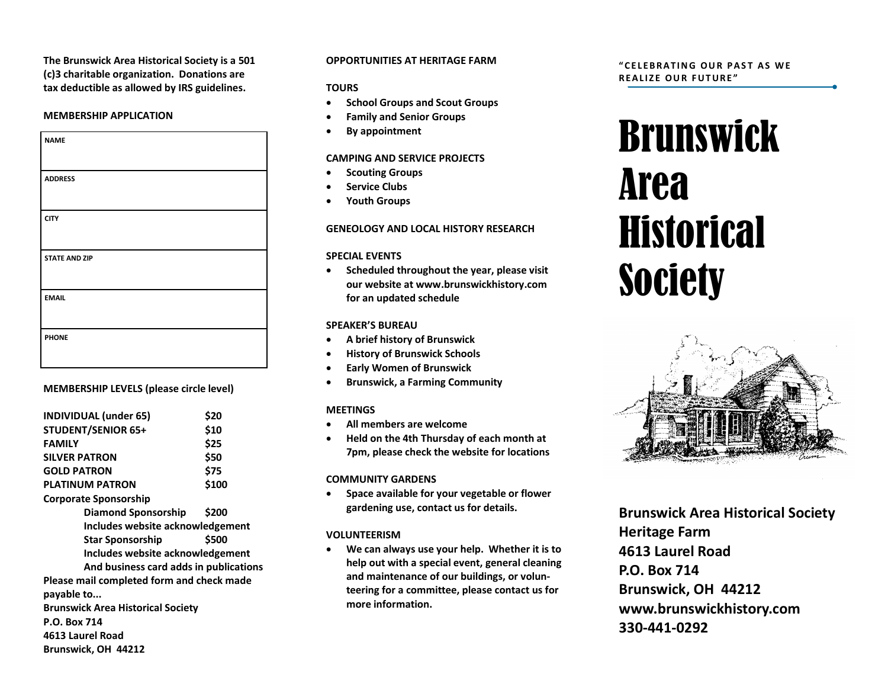**The Brunswick Area Historical Society is a 501 (c)3 charitable organization. Donations are tax deductible as allowed by IRS guidelines.**

**MEMBERSHIP APPLICATION**

| NAME |
|---|
| ADDRESS |
| CITY |
| STATE AND ZIP |
| EMAIL |
| PHONE |

**MEMBERSHIP LEVELS (please circle level)**

| | |
|---|---|
| **INDIVIDUAL (under 65)** | **$20** |
| **STUDENT/SENIOR 65+** | **$10** |
| **FAMILY** | **$25** |
| **SILVER PATRON** | **$50** |
| **GOLD PATRON** | **$75** |
| **PLATINUM PATRON** | **$100** |

**Corporate Sponsorship**

- **Diamond Sponsorship $200**
  **Includes website acknowledgement**
- **Star Sponsorship $500**
  **Includes website acknowledgement And business card adds in publications**

**Please mail completed form and check made payable to...**
**Brunswick Area Historical Society**
**P.O. Box 714**
**4613 Laurel Road**
**Brunswick, OH 44212**

**OPPORTUNITIES AT HERITAGE FARM**

**TOURS**

- **School Groups and Scout Groups**
- **Family and Senior Groups**
- **By appointment**

**CAMPING AND SERVICE PROJECTS**

- **Scouting Groups**
- **Service Clubs**
- **Youth Groups**

**GENEOLOGY AND LOCAL HISTORY RESEARCH**

**SPECIAL EVENTS**

- **Scheduled throughout the year, please visit our website at www.brunswickhistory.com for an updated schedule**

**SPEAKER'S BUREAU**

- **A brief history of Brunswick**
- **History of Brunswick Schools**
- **Early Women of Brunswick**
- **Brunswick, a Farming Community**

**MEETINGS**

- **All members are welcome**
- **Held on the 4th Thursday of each month at 7pm, please check the website for locations**

**COMMUNITY GARDENS**

- **Space available for your vegetable or flower gardening use, contact us for details.**

**VOLUNTEERISM**

- **We can always use your help. Whether it is to help out with a special event, general cleaning and maintenance of our buildings, or volunteering for a committee, please contact us for more information.**

**"CELEBRATING OUR PAST AS WE REALIZE OUR FUTURE"**

# Brunswick Area Historical Society

**Brunswick Area Historical Society**
**Heritage Farm**
**4613 Laurel Road**
**P.O. Box 714**
**Brunswick, OH 44212**
**www.brunswickhistory.com**
**330-441-0292**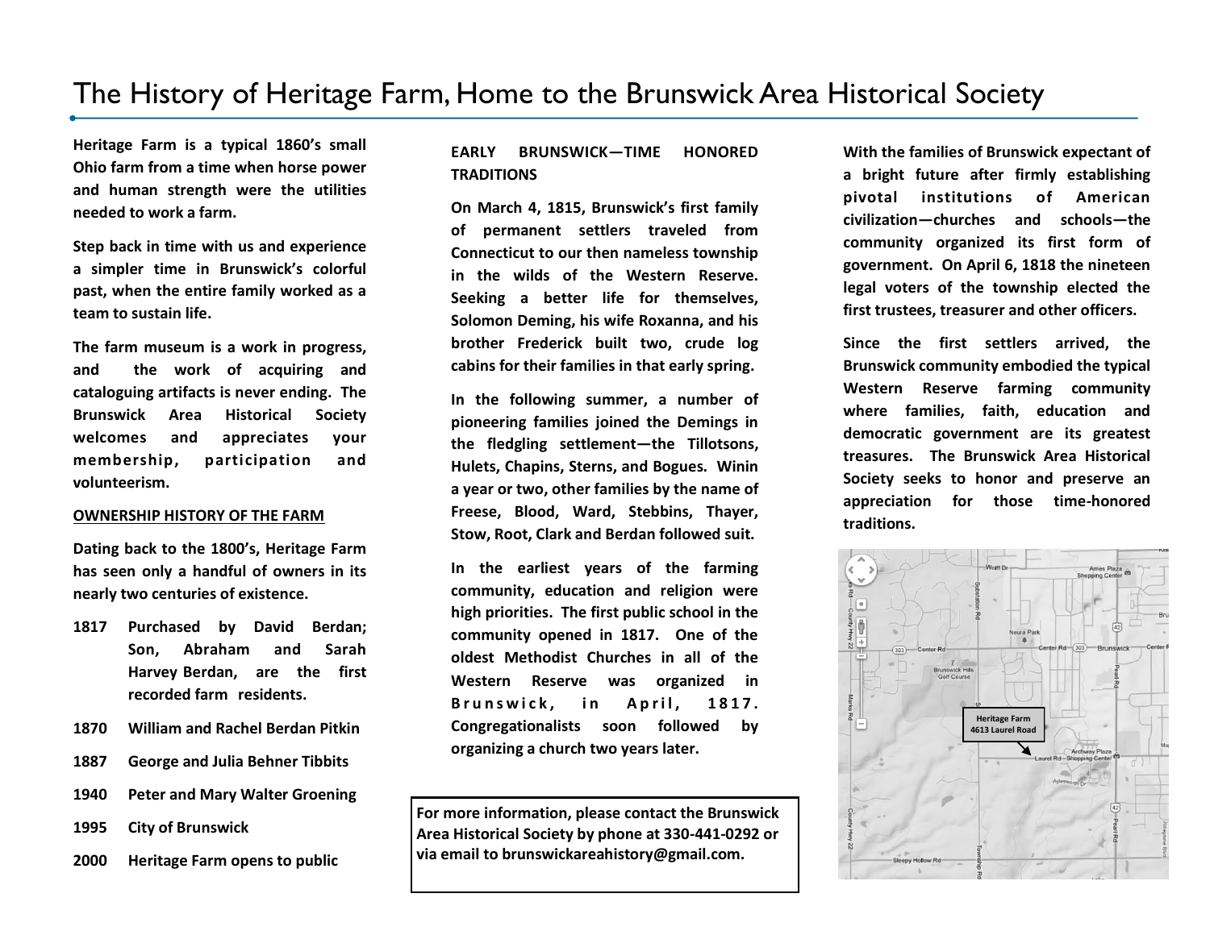# The History of Heritage Farm, Home to the Brunswick Area Historical Society

**Heritage Farm is a typical 1860's small Ohio farm from a time when horse power and human strength were the utilities needed to work a farm.**

**Step back in time with us and experience a simpler time in Brunswick's colorful past, when the entire family worked as a team to sustain life.**

**The farm museum is a work in progress, and the work of acquiring and cataloguing artifacts is never ending. The Brunswick Area Historical Society welcomes and appreciates your membership, participation and volunteerism.**

**OWNERSHIP HISTORY OF THE FARM**

**Dating back to the 1800's, Heritage Farm has seen only a handful of owners in its nearly two centuries of existence.**

- **1817** Purchased by David Berdan; Son, Abraham and Sarah Harvey Berdan, are the first recorded farm residents.
- **1870** William and Rachel Berdan Pitkin
- **1887** George and Julia Behner Tibbits
- **1940** Peter and Mary Walter Groening
- **1995** City of Brunswick
- **2000** Heritage Farm opens to public

**EARLY BRUNSWICK—TIME HONORED TRADITIONS**

**On March 4, 1815, Brunswick's first family of permanent settlers traveled from Connecticut to our then nameless township in the wilds of the Western Reserve. Seeking a better life for themselves, Solomon Deming, his wife Roxanna, and his brother Frederick built two, crude log cabins for their families in that early spring.**

**In the following summer, a number of pioneering families joined the Demings in the fledgling settlement—the Tillotsons, Hulets, Chapins, Sterns, and Bogues. Winin a year or two, other families by the name of Freese, Blood, Ward, Stebbins, Thayer, Stow, Root, Clark and Berdan followed suit.**

**In the earliest years of the farming community, education and religion were high priorities. The first public school in the community opened in 1817. One of the oldest Methodist Churches in all of the Western Reserve was organized in Brunswick, in April, 1817. Congregationalists soon followed by organizing a church two years later.**

**For more information, please contact the Brunswick Area Historical Society by phone at 330-441-0292 or via email to brunswickareahistory@gmail.com.**

**With the families of Brunswick expectant of a bright future after firmly establishing pivotal institutions of American civilization—churches and schools—the community organized its first form of government. On April 6, 1818 the nineteen legal voters of the township elected the first trustees, treasurer and other officers.**

**Since the first settlers arrived, the Brunswick community embodied the typical Western Reserve farming community where families, faith, education and democratic government are its greatest treasures. The Brunswick Area Historical Society seeks to honor and preserve an appreciation for those time-honored traditions.**

Heritage Farm
4613 Laurel Road